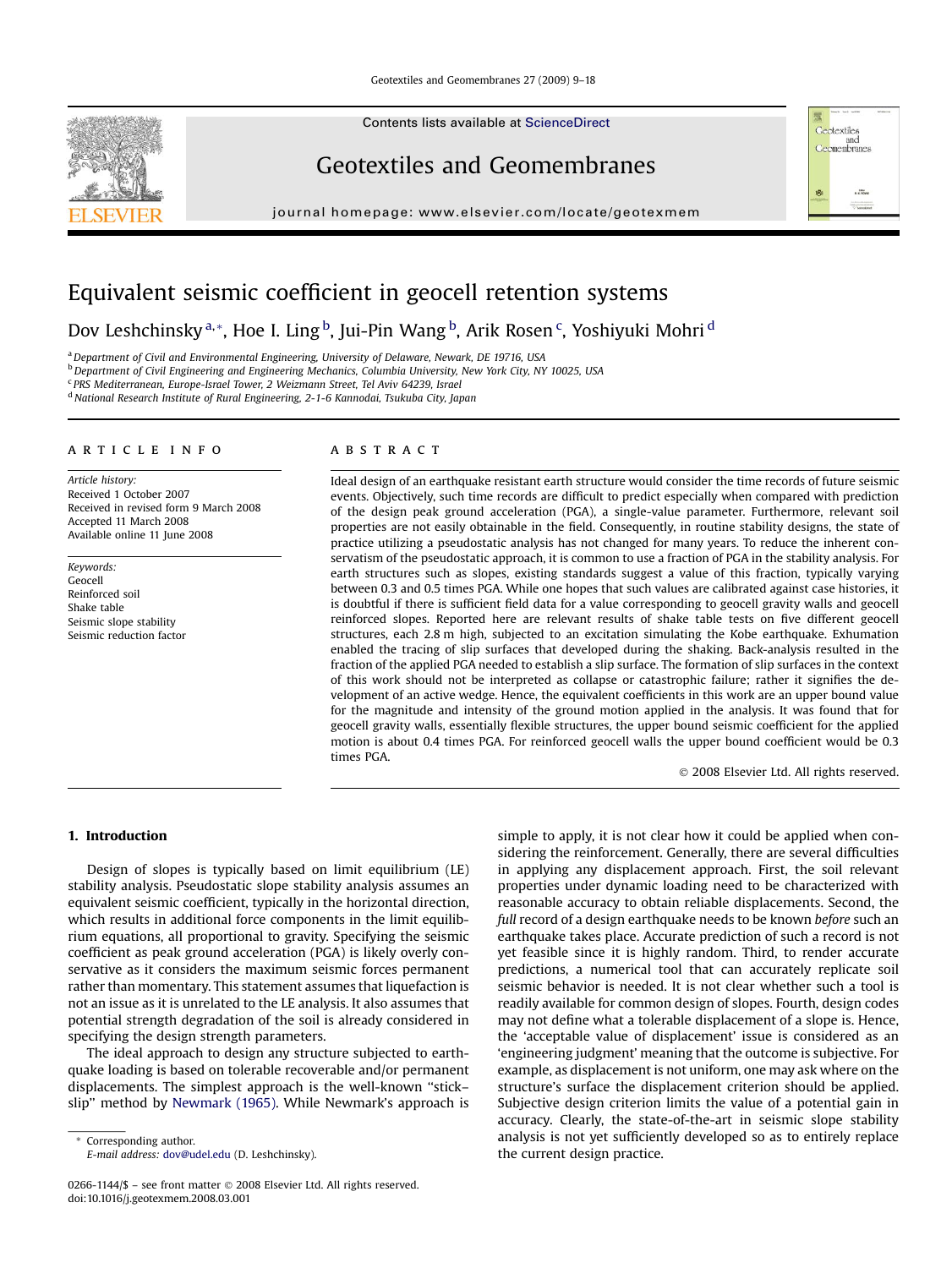# Equivalent seismic coefficient in geocell retention systems

Dov Leshchinsky[a,*], Hoe I. Ling[b], Jui-Pin Wang[b], Arik Rosen[c], Yoshiyuki Mohri[d]

[a] Department of Civil and Environmental Engineering, University of Delaware, Newark, DE 19716, USA
[b] Department of Civil Engineering and Engineering Mechanics, Columbia University, New York City, NY 10025, USA
[c] PRS Mediterranean, Europe-Israel Tower, 2 Weizmann Street, Tel Aviv 64239, Israel
[d] National Research Institute of Rural Engineering, 2-1-6 Kannodai, Tsukuba City, Japan

## ARTICLE INFO

*Article history:*
Received 1 October 2007
Received in revised form 9 March 2008
Accepted 11 March 2008
Available online 11 June 2008

*Keywords:*
Geocell
Reinforced soil
Shake table
Seismic slope stability
Seismic reduction factor

## ABSTRACT

Ideal design of an earthquake resistant earth structure would consider the time records of future seismic events. Objectively, such time records are difficult to predict especially when compared with prediction of the design peak ground acceleration (PGA), a single-value parameter. Furthermore, relevant soil properties are not easily obtainable in the field. Consequently, in routine stability designs, the state of practice utilizing a pseudostatic analysis has not changed for many years. To reduce the inherent conservatism of the pseudostatic approach, it is common to use a fraction of PGA in the stability analysis. For earth structures such as slopes, existing standards suggest a value of this fraction, typically varying between 0.3 and 0.5 times PGA. While one hopes that such values are calibrated against case histories, it is doubtful if there is sufficient field data for a value corresponding to geocell gravity walls and geocell reinforced slopes. Reported here are relevant results of shake table tests on five different geocell structures, each 2.8 m high, subjected to an excitation simulating the Kobe earthquake. Exhumation enabled the tracing of slip surfaces that developed during the shaking. Back-analysis resulted in the fraction of the applied PGA needed to establish a slip surface. The formation of slip surfaces in the context of this work should not be interpreted as collapse or catastrophic failure; rather it signifies the development of an active wedge. Hence, the equivalent coefficients in this work are an upper bound value for the magnitude and intensity of the ground motion applied in the analysis. It was found that for geocell gravity walls, essentially flexible structures, the upper bound seismic coefficient for the applied motion is about 0.4 times PGA. For reinforced geocell walls the upper bound coefficient would be 0.3 times PGA.

© 2008 Elsevier Ltd. All rights reserved.

## 1. Introduction

Design of slopes is typically based on limit equilibrium (LE) stability analysis. Pseudostatic slope stability analysis assumes an equivalent seismic coefficient, typically in the horizontal direction, which results in additional force components in the limit equilibrium equations, all proportional to gravity. Specifying the seismic coefficient as peak ground acceleration (PGA) is likely overly conservative as it considers the maximum seismic forces permanent rather than momentary. This statement assumes that liquefaction is not an issue as it is unrelated to the LE analysis. It also assumes that potential strength degradation of the soil is already considered in specifying the design strength parameters.

The ideal approach to design any structure subjected to earthquake loading is based on tolerable recoverable and/or permanent displacements. The simplest approach is the well-known "stick–slip" method by Newmark (1965). While Newmark's approach is simple to apply, it is not clear how it could be applied when considering the reinforcement. Generally, there are several difficulties in applying any displacement approach. First, the soil relevant properties under dynamic loading need to be characterized with reasonable accuracy to obtain reliable displacements. Second, the *full* record of a design earthquake needs to be known *before* such an earthquake takes place. Accurate prediction of such a record is not yet feasible since it is highly random. Third, to render accurate predictions, a numerical tool that can accurately replicate soil seismic behavior is needed. It is not clear whether such a tool is readily available for common design of slopes. Fourth, design codes may not define what a tolerable displacement of a slope is. Hence, the 'acceptable value of displacement' issue is considered as an 'engineering judgment' meaning that the outcome is subjective. For example, as displacement is not uniform, one may ask where on the structure's surface the displacement criterion should be applied. Subjective design criterion limits the value of a potential gain in accuracy. Clearly, the state-of-the-art in seismic slope stability analysis is not yet sufficiently developed so as to entirely replace the current design practice.

\* Corresponding author.
*E-mail address:* dov@udel.edu (D. Leshchinsky).

0266-1144/$ – see front matter © 2008 Elsevier Ltd. All rights reserved.
doi:10.1016/j.geotexmem.2008.03.001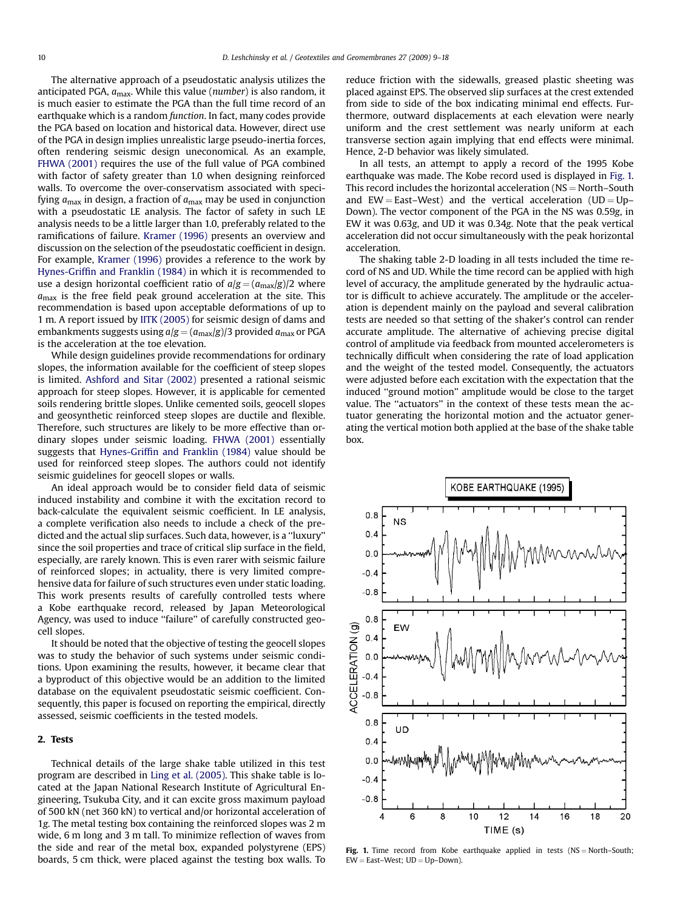The alternative approach of a pseudostatic analysis utilizes the anticipated PGA, $a_{max}$. While this value (*number*) is also random, it is much easier to estimate the PGA than the full time record of an earthquake which is a random *function*. In fact, many codes provide the PGA based on location and historical data. However, direct use of the PGA in design implies unrealistic large pseudo-inertia forces, often rendering seismic design uneconomical. As an example, FHWA (2001) requires the use of the full value of PGA combined with factor of safety greater than 1.0 when designing reinforced walls. To overcome the over-conservatism associated with specifying $a_{max}$ in design, a fraction of $a_{max}$ may be used in conjunction with a pseudostatic LE analysis. The factor of safety in such LE analysis needs to be a little larger than 1.0, preferably related to the ramifications of failure. Kramer (1996) presents an overview and discussion on the selection of the pseudostatic coefficient in design. For example, Kramer (1996) provides a reference to the work by Hynes-Griffin and Franklin (1984) in which it is recommended to use a design horizontal coefficient ratio of $a/g = (a_{max}/g)/2$ where $a_{max}$ is the free field peak ground acceleration at the site. This recommendation is based upon acceptable deformations of up to 1 m. A report issued by IITK (2005) for seismic design of dams and embankments suggests using $a/g = (a_{max}/g)/3$ provided $a_{max}$ or PGA is the acceleration at the toe elevation.

While design guidelines provide recommendations for ordinary slopes, the information available for the coefficient of steep slopes is limited. Ashford and Sitar (2002) presented a rational seismic approach for steep slopes. However, it is applicable for cemented soils rendering brittle slopes. Unlike cemented soils, geocell slopes and geosynthetic reinforced steep slopes are ductile and flexible. Therefore, such structures are likely to be more effective than ordinary slopes under seismic loading. FHWA (2001) essentially suggests that Hynes-Griffin and Franklin (1984) value should be used for reinforced steep slopes. The authors could not identify seismic guidelines for geocell slopes or walls.

An ideal approach would be to consider field data of seismic induced instability and combine it with the excitation record to back-calculate the equivalent seismic coefficient. In LE analysis, a complete verification also needs to include a check of the predicted and the actual slip surfaces. Such data, however, is a "luxury" since the soil properties and trace of critical slip surface in the field, especially, are rarely known. This is even rarer with seismic failure of reinforced slopes; in actuality, there is very limited comprehensive data for failure of such structures even under static loading. This work presents results of carefully controlled tests where a Kobe earthquake record, released by Japan Meteorological Agency, was used to induce "failure" of carefully constructed geocell slopes.

It should be noted that the objective of testing the geocell slopes was to study the behavior of such systems under seismic conditions. Upon examining the results, however, it became clear that a byproduct of this objective would be an addition to the limited database on the equivalent pseudostatic seismic coefficient. Consequently, this paper is focused on reporting the empirical, directly assessed, seismic coefficients in the tested models.

## 2. Tests

Technical details of the large shake table utilized in this test program are described in Ling et al. (2005). This shake table is located at the Japan National Research Institute of Agricultural Engineering, Tsukuba City, and it can excite gross maximum payload of 500 kN (net 360 kN) to vertical and/or horizontal acceleration of 1g. The metal testing box containing the reinforced slopes was 2 m wide, 6 m long and 3 m tall. To minimize reflection of waves from the side and rear of the metal box, expanded polystyrene (EPS) boards, 5 cm thick, were placed against the testing box walls. To reduce friction with the sidewalls, greased plastic sheeting was placed against EPS. The observed slip surfaces at the crest extended from side to side of the box indicating minimal end effects. Furthermore, outward displacements at each elevation were nearly uniform and the crest settlement was nearly uniform at each transverse section again implying that end effects were minimal. Hence, 2-D behavior was likely simulated.

In all tests, an attempt to apply a record of the 1995 Kobe earthquake was made. The Kobe record used is displayed in Fig. 1. This record includes the horizontal acceleration (NS = North–South and EW = East–West) and the vertical acceleration (UD = Up–Down). The vector component of the PGA in the NS was 0.59*g*, in EW it was 0.63*g*, and UD it was 0.34*g*. Note that the peak vertical acceleration did not occur simultaneously with the peak horizontal acceleration.

The shaking table 2-D loading in all tests included the time record of NS and UD. While the time record can be applied with high level of accuracy, the amplitude generated by the hydraulic actuator is difficult to achieve accurately. The amplitude or the acceleration is dependent mainly on the payload and several calibration tests are needed so that setting of the shaker's control can render accurate amplitude. The alternative of achieving precise digital control of amplitude via feedback from mounted accelerometers is technically difficult when considering the rate of load application and the weight of the tested model. Consequently, the actuators were adjusted before each excitation with the expectation that the induced "ground motion" amplitude would be close to the target value. The "actuators" in the context of these tests mean the actuator generating the horizontal motion and the actuator generating the vertical motion both applied at the base of the shake table box.

**Fig. 1.** Time record from Kobe earthquake applied in tests (NS = North–South; EW = East–West; UD = Up–Down).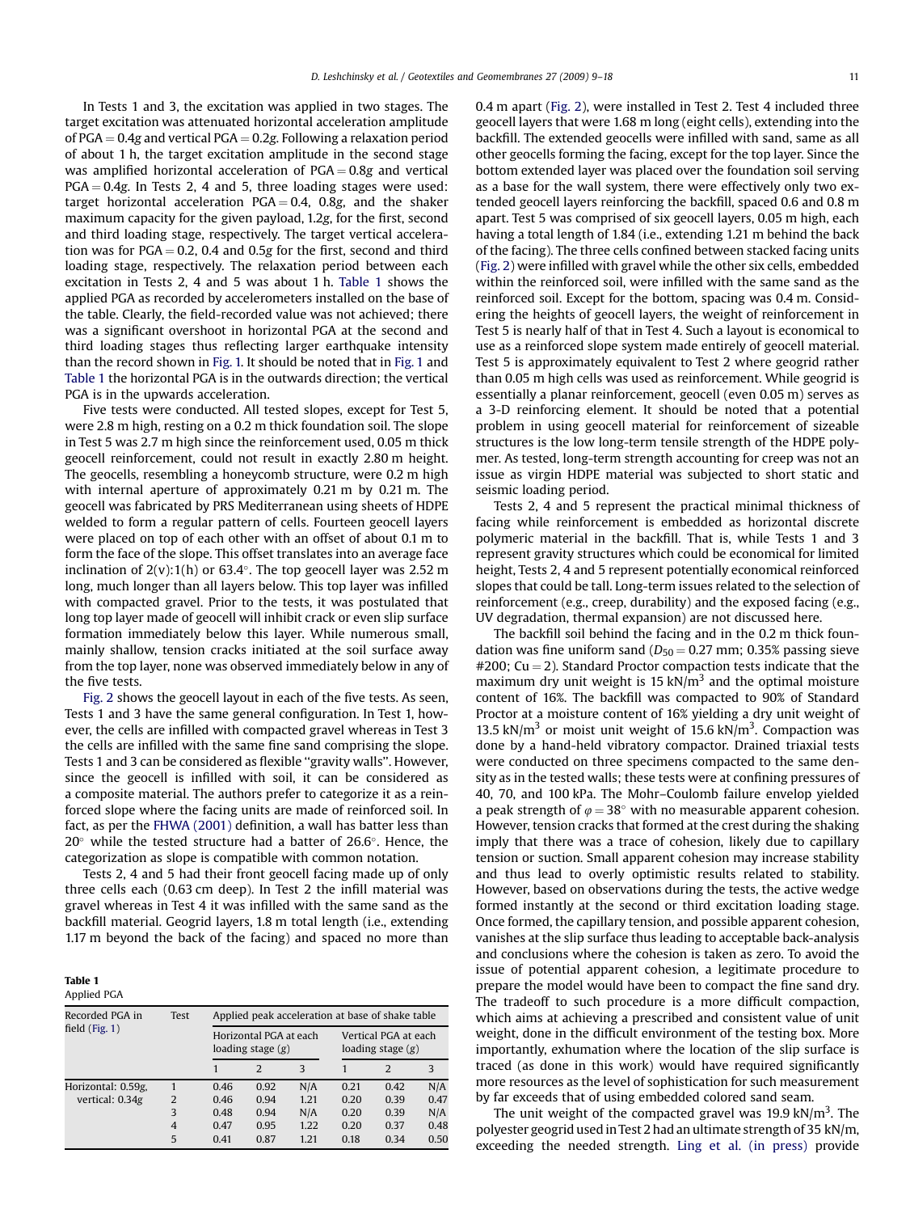In Tests 1 and 3, the excitation was applied in two stages. The target excitation was attenuated horizontal acceleration amplitude of PGA = 0.4*g* and vertical PGA = 0.2*g*. Following a relaxation period of about 1 h, the target excitation amplitude in the second stage was amplified horizontal acceleration of PGA = 0.8*g* and vertical PGA = 0.4*g*. In Tests 2, 4 and 5, three loading stages were used: target horizontal acceleration PGA = 0.4, 0.8*g*, and the shaker maximum capacity for the given payload, 1.2*g*, for the first, second and third loading stage, respectively. The target vertical acceleration was for PGA = 0.2, 0.4 and 0.5*g* for the first, second and third loading stage, respectively. The relaxation period between each excitation in Tests 2, 4 and 5 was about 1 h. Table 1 shows the applied PGA as recorded by accelerometers installed on the base of the table. Clearly, the field-recorded value was not achieved; there was a significant overshoot in horizontal PGA at the second and third loading stages thus reflecting larger earthquake intensity than the record shown in Fig. 1. It should be noted that in Fig. 1 and Table 1 the horizontal PGA is in the outwards direction; the vertical PGA is in the upwards acceleration.

Five tests were conducted. All tested slopes, except for Test 5, were 2.8 m high, resting on a 0.2 m thick foundation soil. The slope in Test 5 was 2.7 m high since the reinforcement used, 0.05 m thick geocell reinforcement, could not result in exactly 2.80 m height. The geocells, resembling a honeycomb structure, were 0.2 m high with internal aperture of approximately 0.21 m by 0.21 m. The geocell was fabricated by PRS Mediterranean using sheets of HDPE welded to form a regular pattern of cells. Fourteen geocell layers were placed on top of each other with an offset of about 0.1 m to form the face of the slope. This offset translates into an average face inclination of 2(v):1(h) or 63.4°. The top geocell layer was 2.52 m long, much longer than all layers below. This top layer was infilled with compacted gravel. Prior to the tests, it was postulated that long top layer made of geocell will inhibit crack or even slip surface formation immediately below this layer. While numerous small, mainly shallow, tension cracks initiated at the soil surface away from the top layer, none was observed immediately below in any of the five tests.

Fig. 2 shows the geocell layout in each of the five tests. As seen, Tests 1 and 3 have the same general configuration. In Test 1, however, the cells are infilled with compacted gravel whereas in Test 3 the cells are infilled with the same fine sand comprising the slope. Tests 1 and 3 can be considered as flexible "gravity walls". However, since the geocell is infilled with soil, it can be considered as a composite material. The authors prefer to categorize it as a reinforced slope where the facing units are made of reinforced soil. In fact, as per the FHWA (2001) definition, a wall has batter less than 20° while the tested structure had a batter of 26.6°. Hence, the categorization as slope is compatible with common notation.

Tests 2, 4 and 5 had their front geocell facing made up of only three cells each (0.63 cm deep). In Test 2 the infill material was gravel whereas in Test 4 it was infilled with the same sand as the backfill material. Geogrid layers, 1.8 m total length (i.e., extending 1.17 m beyond the back of the facing) and spaced no more than 0.4 m apart (Fig. 2), were installed in Test 2. Test 4 included three geocell layers that were 1.68 m long (eight cells), extending into the backfill. The extended geocells were infilled with sand, same as all other geocells forming the facing, except for the top layer. Since the bottom extended layer was placed over the foundation soil serving as a base for the wall system, there were effectively only two extended geocell layers reinforcing the backfill, spaced 0.6 and 0.8 m apart. Test 5 was comprised of six geocell layers, 0.05 m high, each having a total length of 1.84 (i.e., extending 1.21 m behind the back of the facing). The three cells confined between stacked facing units (Fig. 2) were infilled with gravel while the other six cells, embedded within the reinforced soil, were infilled with the same sand as the reinforced soil. Except for the bottom, spacing was 0.4 m. Considering the heights of geocell layers, the weight of reinforcement in Test 5 is nearly half of that in Test 4. Such a layout is economical to use as a reinforced slope system made entirely of geocell material. Test 5 is approximately equivalent to Test 2 where geogrid rather than 0.05 m high cells was used as reinforcement. While geogrid is essentially a planar reinforcement, geocell (even 0.05 m) serves as a 3-D reinforcing element. It should be noted that a potential problem in using geocell material for reinforcement of sizeable structures is the low long-term tensile strength of the HDPE polymer. As tested, long-term strength accounting for creep was not an issue as virgin HDPE material was subjected to short static and seismic loading period.

Tests 2, 4 and 5 represent the practical minimal thickness of facing while reinforcement is embedded as horizontal discrete polymeric material in the backfill. That is, while Tests 1 and 3 represent gravity structures which could be economical for limited height, Tests 2, 4 and 5 represent potentially economical reinforced slopes that could be tall. Long-term issues related to the selection of reinforcement (e.g., creep, durability) and the exposed facing (e.g., UV degradation, thermal expansion) are not discussed here.

The backfill soil behind the facing and in the 0.2 m thick foundation was fine uniform sand ($D_{50} = 0.27$ mm; 0.35% passing sieve #200; Cu = 2). Standard Proctor compaction tests indicate that the maximum dry unit weight is 15 kN/m$^3$ and the optimal moisture content of 16%. The backfill was compacted to 90% of Standard Proctor at a moisture content of 16% yielding a dry unit weight of 13.5 kN/m$^3$ or moist unit weight of 15.6 kN/m$^3$. Compaction was done by a hand-held vibratory compactor. Drained triaxial tests were conducted on three specimens compacted to the same density as in the tested walls; these tests were at confining pressures of 40, 70, and 100 kPa. The Mohr–Coulomb failure envelop yielded a peak strength of $\varphi = 38°$ with no measurable apparent cohesion. However, tension cracks that formed at the crest during the shaking imply that there was a trace of cohesion, likely due to capillary tension or suction. Small apparent cohesion may increase stability and thus lead to overly optimistic results related to stability. However, based on observations during the tests, the active wedge formed instantly at the second or third excitation loading stage. Once formed, the capillary tension, and possible apparent cohesion, vanishes at the slip surface thus leading to acceptable back-analysis and conclusions where the cohesion is taken as zero. To avoid the issue of potential apparent cohesion, a legitimate procedure to prepare the model would have been to compact the fine sand dry. The tradeoff to such procedure is a more difficult compaction, which aims at achieving a prescribed and consistent value of unit weight, done in the difficult environment of the testing box. More importantly, exhumation where the location of the slip surface is traced (as done in this work) would have required significantly more resources as the level of sophistication for such measurement by far exceeds that of using embedded colored sand seam.

The unit weight of the compacted gravel was 19.9 kN/m$^3$. The polyester geogrid used in Test 2 had an ultimate strength of 35 kN/m, exceeding the needed strength. Ling et al. (in press) provide

**Table 1**
Applied PGA

| Recorded PGA in field (Fig. 1) | Test | Applied peak acceleration at base of shake table | | | | | |
|---|---|---|---|---|---|---|---|
| | | Horizontal PGA at each loading stage (*g*) | | | Vertical PGA at each loading stage (*g*) | | |
| | | 1 | 2 | 3 | 1 | 2 | 3 |
| Horizontal: 0.59*g*, vertical: 0.34*g* | 1 | 0.46 | 0.92 | N/A | 0.21 | 0.42 | N/A |
| | 2 | 0.46 | 0.94 | 1.21 | 0.20 | 0.39 | 0.47 |
| | 3 | 0.48 | 0.94 | N/A | 0.20 | 0.39 | N/A |
| | 4 | 0.47 | 0.95 | 1.22 | 0.20 | 0.37 | 0.48 |
| | 5 | 0.41 | 0.87 | 1.21 | 0.18 | 0.34 | 0.50 |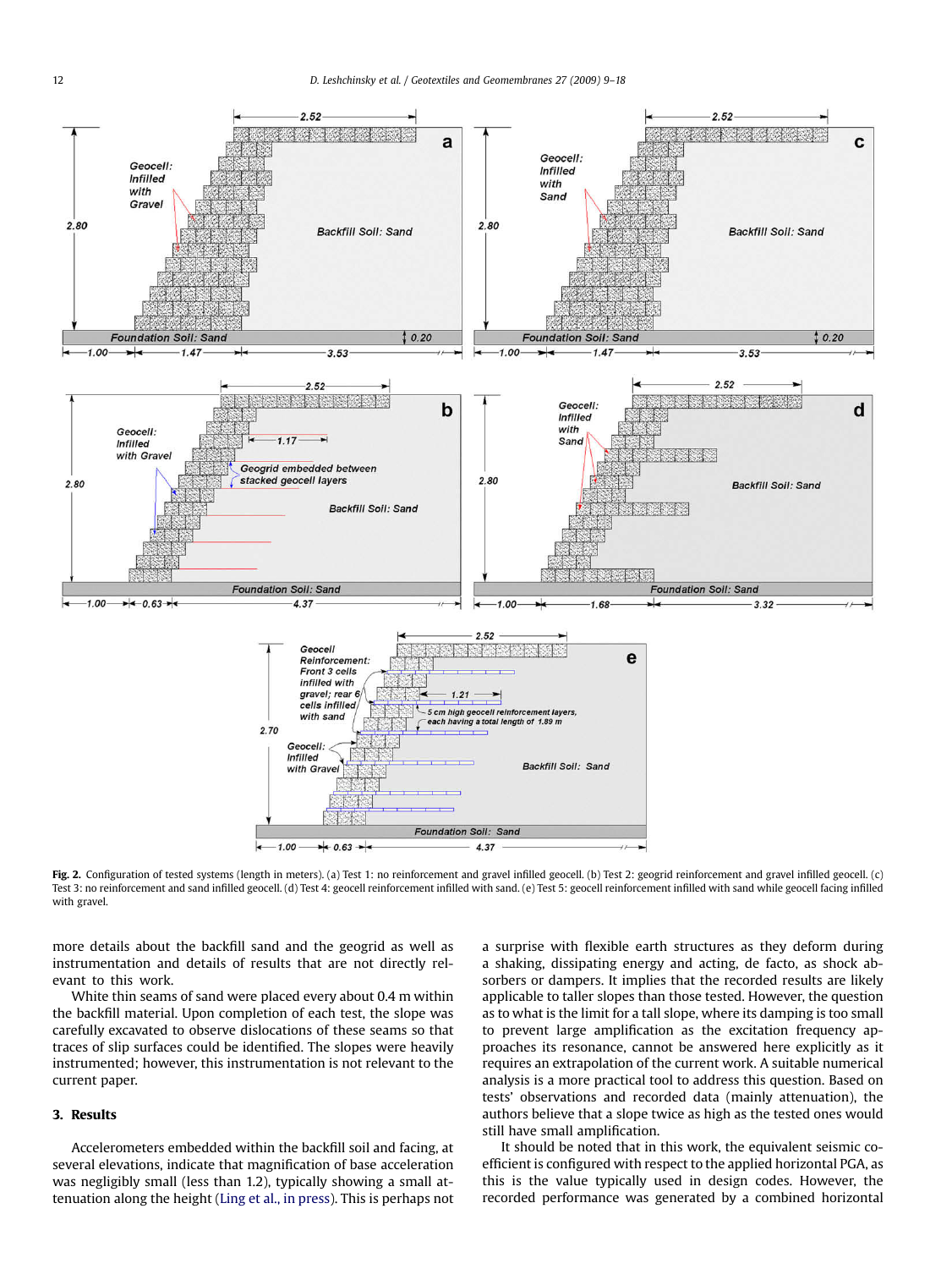**Fig. 2.** Configuration of tested systems (length in meters). (a) Test 1: no reinforcement and gravel infilled geocell. (b) Test 2: geogrid reinforcement and gravel infilled geocell. (c) Test 3: no reinforcement and sand infilled geocell. (d) Test 4: geocell reinforcement infilled with sand. (e) Test 5: geocell reinforcement infilled with sand while geocell facing infilled with gravel.

more details about the backfill sand and the geogrid as well as instrumentation and details of results that are not directly relevant to this work.

White thin seams of sand were placed every about 0.4 m within the backfill material. Upon completion of each test, the slope was carefully excavated to observe dislocations of these seams so that traces of slip surfaces could be identified. The slopes were heavily instrumented; however, this instrumentation is not relevant to the current paper.

## 3. Results

Accelerometers embedded within the backfill soil and facing, at several elevations, indicate that magnification of base acceleration was negligibly small (less than 1.2), typically showing a small attenuation along the height (Ling et al., in press). This is perhaps not a surprise with flexible earth structures as they deform during a shaking, dissipating energy and acting, de facto, as shock absorbers or dampers. It implies that the recorded results are likely applicable to taller slopes than those tested. However, the question as to what is the limit for a tall slope, where its damping is too small to prevent large amplification as the excitation frequency approaches its resonance, cannot be answered here explicitly as it requires an extrapolation of the current work. A suitable numerical analysis is a more practical tool to address this question. Based on tests' observations and recorded data (mainly attenuation), the authors believe that a slope twice as high as the tested ones would still have small amplification.

It should be noted that in this work, the equivalent seismic coefficient is configured with respect to the applied horizontal PGA, as this is the value typically used in design codes. However, the recorded performance was generated by a combined horizontal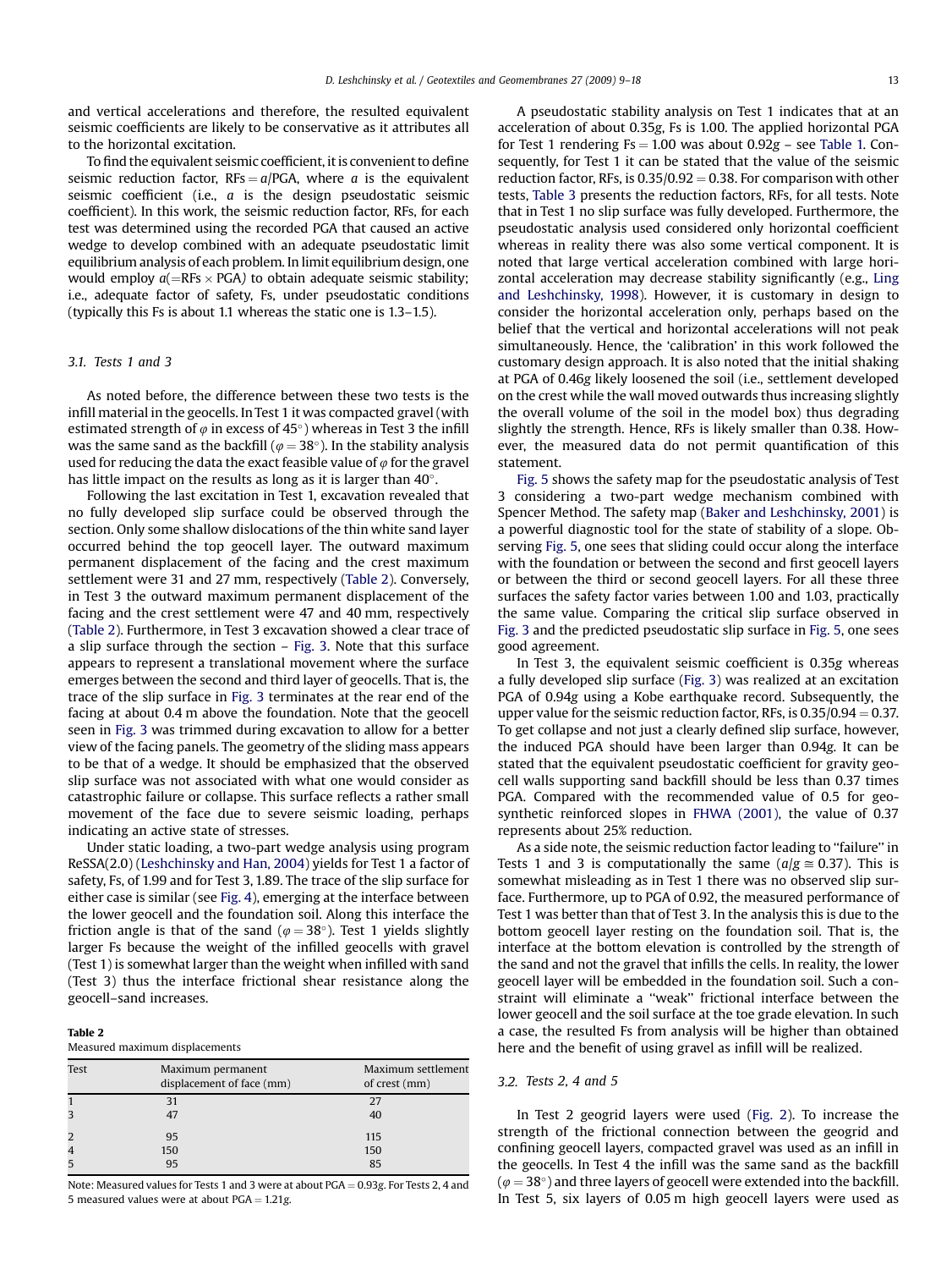and vertical accelerations and therefore, the resulted equivalent seismic coefficients are likely to be conservative as it attributes all to the horizontal excitation.

To find the equivalent seismic coefficient, it is convenient to define seismic reduction factor, $RFs = a/PGA$, where $a$ is the equivalent seismic coefficient (i.e., $a$ is the design pseudostatic seismic coefficient). In this work, the seismic reduction factor, RFs, for each test was determined using the recorded PGA that caused an active wedge to develop combined with an adequate pseudostatic limit equilibrium analysis of each problem. In limit equilibrium design, one would employ $a(=RFs \times PGA)$ to obtain adequate seismic stability; i.e., adequate factor of safety, Fs, under pseudostatic conditions (typically this Fs is about 1.1 whereas the static one is 1.3–1.5).

### 3.1. Tests 1 and 3

As noted before, the difference between these two tests is the infill material in the geocells. In Test 1 it was compacted gravel (with estimated strength of $\varphi$ in excess of 45°) whereas in Test 3 the infill was the same sand as the backfill ($\varphi = 38°$). In the stability analysis used for reducing the data the exact feasible value of $\varphi$ for the gravel has little impact on the results as long as it is larger than 40°.

Following the last excitation in Test 1, excavation revealed that no fully developed slip surface could be observed through the section. Only some shallow dislocations of the thin white sand layer occurred behind the top geocell layer. The outward maximum permanent displacement of the facing and the crest maximum settlement were 31 and 27 mm, respectively (Table 2). Conversely, in Test 3 the outward maximum permanent displacement of the facing and the crest settlement were 47 and 40 mm, respectively (Table 2). Furthermore, in Test 3 excavation showed a clear trace of a slip surface through the section – Fig. 3. Note that this surface appears to represent a translational movement where the surface emerges between the second and third layer of geocells. That is, the trace of the slip surface in Fig. 3 terminates at the rear end of the facing at about 0.4 m above the foundation. Note that the geocell seen in Fig. 3 was trimmed during excavation to allow for a better view of the facing panels. The geometry of the sliding mass appears to be that of a wedge. It should be emphasized that the observed slip surface was not associated with what one would consider as catastrophic failure or collapse. This surface reflects a rather small movement of the face due to severe seismic loading, perhaps indicating an active state of stresses.

Under static loading, a two-part wedge analysis using program ReSSA(2.0) (Leshchinsky and Han, 2004) yields for Test 1 a factor of safety, Fs, of 1.99 and for Test 3, 1.89. The trace of the slip surface for either case is similar (see Fig. 4), emerging at the interface between the lower geocell and the foundation soil. Along this interface the friction angle is that of the sand ($\varphi = 38°$). Test 1 yields slightly larger Fs because the weight of the infilled geocells with gravel (Test 1) is somewhat larger than the weight when infilled with sand (Test 3) thus the interface frictional shear resistance along the geocell–sand increases.

**Table 2**
Measured maximum displacements

| Test | Maximum permanent displacement of face (mm) | Maximum settlement of crest (mm) |
|---|---|---|
| 1 | 31 | 27 |
| 3 | 47 | 40 |
| 2 | 95 | 115 |
| 4 | 150 | 150 |
| 5 | 95 | 85 |

Note: Measured values for Tests 1 and 3 were at about PGA = 0.93*g*. For Tests 2, 4 and 5 measured values were at about PGA = 1.21*g*.

A pseudostatic stability analysis on Test 1 indicates that at an acceleration of about 0.35*g*, Fs is 1.00. The applied horizontal PGA for Test 1 rendering Fs = 1.00 was about 0.92*g* – see Table 1. Consequently, for Test 1 it can be stated that the value of the seismic reduction factor, RFs, is 0.35/0.92 = 0.38. For comparison with other tests, Table 3 presents the reduction factors, RFs, for all tests. Note that in Test 1 no slip surface was fully developed. Furthermore, the pseudostatic analysis used considered only horizontal coefficient whereas in reality there was also some vertical component. It is noted that large vertical acceleration combined with large horizontal acceleration may decrease stability significantly (e.g., Ling and Leshchinsky, 1998). However, it is customary in design to consider the horizontal acceleration only, perhaps based on the belief that the vertical and horizontal accelerations will not peak simultaneously. Hence, the 'calibration' in this work followed the customary design approach. It is also noted that the initial shaking at PGA of 0.46*g* likely loosened the soil (i.e., settlement developed on the crest while the wall moved outwards thus increasing slightly the overall volume of the soil in the model box) thus degrading slightly the strength. Hence, RFs is likely smaller than 0.38. However, the measured data do not permit quantification of this statement.

Fig. 5 shows the safety map for the pseudostatic analysis of Test 3 considering a two-part wedge mechanism combined with Spencer Method. The safety map (Baker and Leshchinsky, 2001) is a powerful diagnostic tool for the state of stability of a slope. Observing Fig. 5, one sees that sliding could occur along the interface with the foundation or between the second and first geocell layers or between the third or second geocell layers. For all these three surfaces the safety factor varies between 1.00 and 1.03, practically the same value. Comparing the critical slip surface observed in Fig. 3 and the predicted pseudostatic slip surface in Fig. 5, one sees good agreement.

In Test 3, the equivalent seismic coefficient is 0.35*g* whereas a fully developed slip surface (Fig. 3) was realized at an excitation PGA of 0.94*g* using a Kobe earthquake record. Subsequently, the upper value for the seismic reduction factor, RFs, is 0.35/0.94 = 0.37. To get collapse and not just a clearly defined slip surface, however, the induced PGA should have been larger than 0.94*g*. It can be stated that the equivalent pseudostatic coefficient for gravity geocell walls supporting sand backfill should be less than 0.37 times PGA. Compared with the recommended value of 0.5 for geosynthetic reinforced slopes in FHWA (2001), the value of 0.37 represents about 25% reduction.

As a side note, the seismic reduction factor leading to "failure" in Tests 1 and 3 is computationally the same ($a/g \cong 0.37$). This is somewhat misleading as in Test 1 there was no observed slip surface. Furthermore, up to PGA of 0.92, the measured performance of Test 1 was better than that of Test 3. In the analysis this is due to the bottom geocell layer resting on the foundation soil. That is, the interface at the bottom elevation is controlled by the strength of the sand and not the gravel that infills the cells. In reality, the lower geocell layer will be embedded in the foundation soil. Such a constraint will eliminate a "weak" frictional interface between the lower geocell and the soil surface at the toe grade elevation. In such a case, the resulted Fs from analysis will be higher than obtained here and the benefit of using gravel as infill will be realized.

### 3.2. Tests 2, 4 and 5

In Test 2 geogrid layers were used (Fig. 2). To increase the strength of the frictional connection between the geogrid and confining geocell layers, compacted gravel was used as an infill in the geocells. In Test 4 the infill was the same sand as the backfill ($\varphi = 38°$) and three layers of geocell were extended into the backfill. In Test 5, six layers of 0.05 m high geocell layers were used as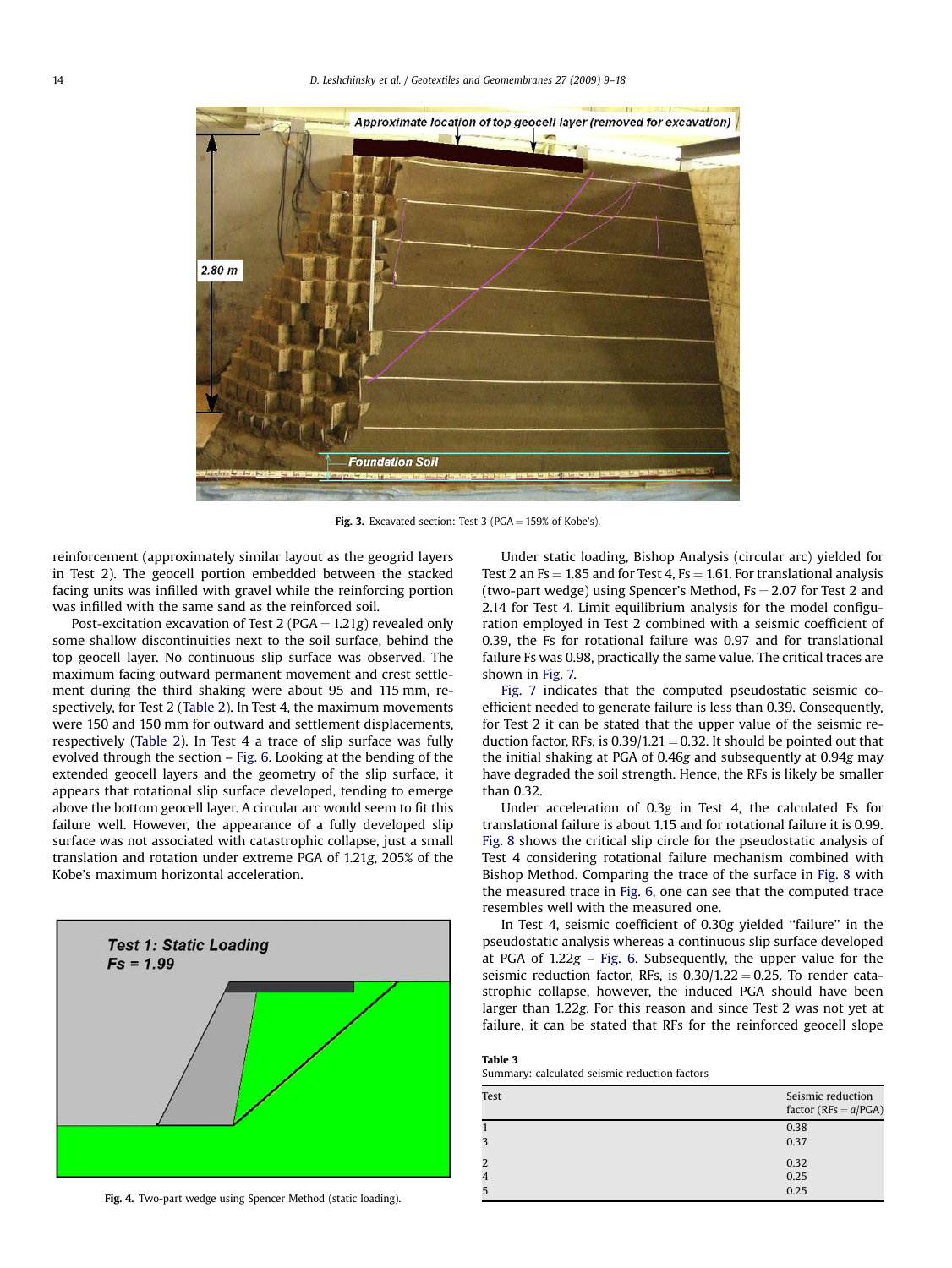Fig. 3. Excavated section: Test 3 (PGA = 159% of Kobe's).

reinforcement (approximately similar layout as the geogrid layers in Test 2). The geocell portion embedded between the stacked facing units was infilled with gravel while the reinforcing portion was infilled with the same sand as the reinforced soil.

Post-excitation excavation of Test 2 (PGA = 1.21*g*) revealed only some shallow discontinuities next to the soil surface, behind the top geocell layer. No continuous slip surface was observed. The maximum facing outward permanent movement and crest settlement during the third shaking were about 95 and 115 mm, respectively, for Test 2 (Table 2). In Test 4, the maximum movements were 150 and 150 mm for outward and settlement displacements, respectively (Table 2). In Test 4 a trace of slip surface was fully evolved through the section – Fig. 6. Looking at the bending of the extended geocell layers and the geometry of the slip surface, it appears that rotational slip surface developed, tending to emerge above the bottom geocell layer. A circular arc would seem to fit this failure well. However, the appearance of a fully developed slip surface was not associated with catastrophic collapse, just a small translation and rotation under extreme PGA of 1.21*g*, 205% of the Kobe's maximum horizontal acceleration.

Fig. 4. Two-part wedge using Spencer Method (static loading).

Under static loading, Bishop Analysis (circular arc) yielded for Test 2 an Fs = 1.85 and for Test 4, Fs = 1.61. For translational analysis (two-part wedge) using Spencer's Method, Fs = 2.07 for Test 2 and 2.14 for Test 4. Limit equilibrium analysis for the model configuration employed in Test 2 combined with a seismic coefficient of 0.39, the Fs for rotational failure was 0.97 and for translational failure Fs was 0.98, practically the same value. The critical traces are shown in Fig. 7.

Fig. 7 indicates that the computed pseudostatic seismic coefficient needed to generate failure is less than 0.39. Consequently, for Test 2 it can be stated that the upper value of the seismic reduction factor, RFs, is 0.39/1.21 = 0.32. It should be pointed out that the initial shaking at PGA of 0.46*g* and subsequently at 0.94*g* may have degraded the soil strength. Hence, the RFs is likely be smaller than 0.32.

Under acceleration of 0.3*g* in Test 4, the calculated Fs for translational failure is about 1.15 and for rotational failure it is 0.99. Fig. 8 shows the critical slip circle for the pseudostatic analysis of Test 4 considering rotational failure mechanism combined with Bishop Method. Comparing the trace of the surface in Fig. 8 with the measured trace in Fig. 6, one can see that the computed trace resembles well with the measured one.

In Test 4, seismic coefficient of 0.30*g* yielded "failure" in the pseudostatic analysis whereas a continuous slip surface developed at PGA of 1.22*g* – Fig. 6. Subsequently, the upper value for the seismic reduction factor, RFs, is 0.30/1.22 = 0.25. To render catastrophic collapse, however, the induced PGA should have been larger than 1.22*g*. For this reason and since Test 2 was not yet at failure, it can be stated that RFs for the reinforced geocell slope

**Table 3**
Summary: calculated seismic reduction factors

| Test | Seismic reduction factor (RFs = *a*/PGA) |
|---|---|
| 1 | 0.38 |
| 3 | 0.37 |
| 2 | 0.32 |
| 4 | 0.25 |
| 5 | 0.25 |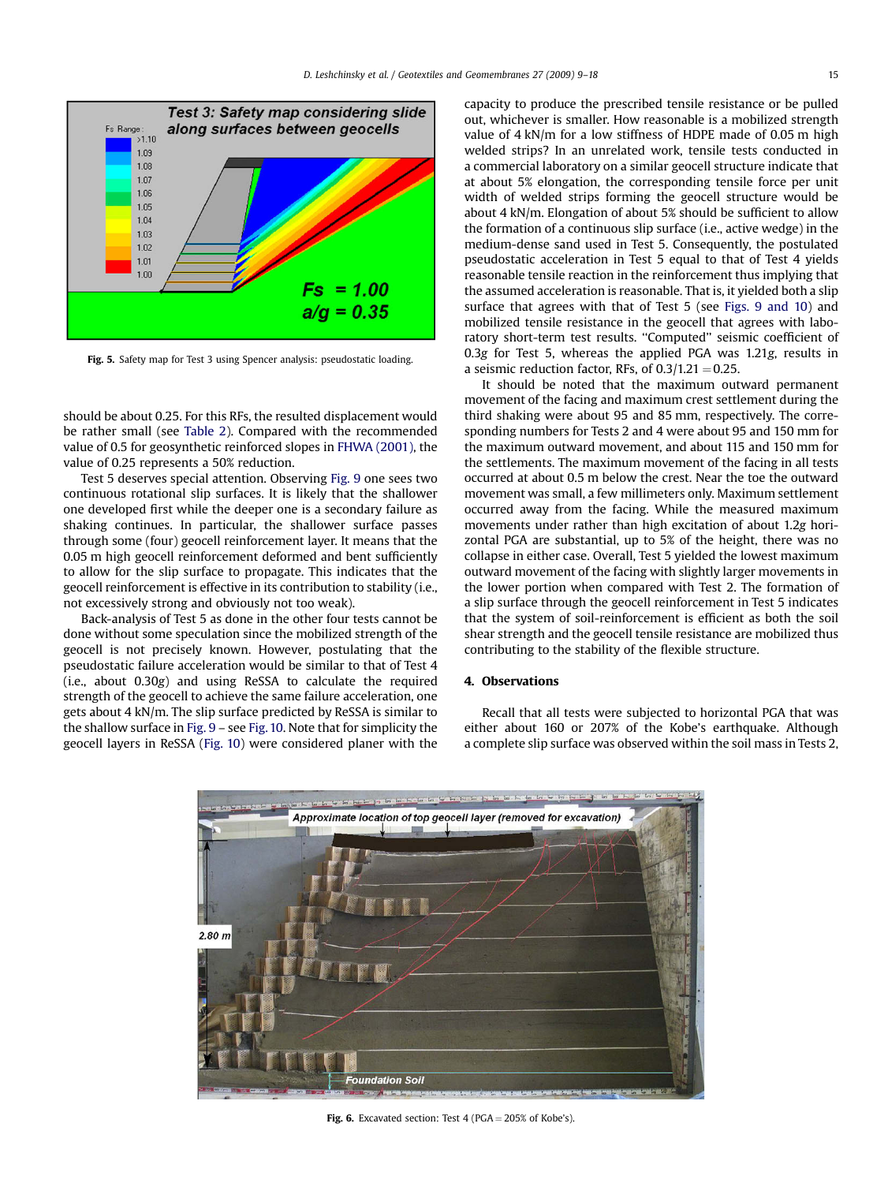Fig. 5. Safety map for Test 3 using Spencer analysis: pseudostatic loading.

should be about 0.25. For this RFs, the resulted displacement would be rather small (see Table 2). Compared with the recommended value of 0.5 for geosynthetic reinforced slopes in FHWA (2001), the value of 0.25 represents a 50% reduction.

Test 5 deserves special attention. Observing Fig. 9 one sees two continuous rotational slip surfaces. It is likely that the shallower one developed first while the deeper one is a secondary failure as shaking continues. In particular, the shallower surface passes through some (four) geocell reinforcement layer. It means that the 0.05 m high geocell reinforcement deformed and bent sufficiently to allow for the slip surface to propagate. This indicates that the geocell reinforcement is effective in its contribution to stability (i.e., not excessively strong and obviously not too weak).

Back-analysis of Test 5 as done in the other four tests cannot be done without some speculation since the mobilized strength of the geocell is not precisely known. However, postulating that the pseudostatic failure acceleration would be similar to that of Test 4 (i.e., about 0.30*g*) and using ReSSA to calculate the required strength of the geocell to achieve the same failure acceleration, one gets about 4 kN/m. The slip surface predicted by ReSSA is similar to the shallow surface in Fig. 9 – see Fig. 10. Note that for simplicity the geocell layers in ReSSA (Fig. 10) were considered planer with the capacity to produce the prescribed tensile resistance or be pulled out, whichever is smaller. How reasonable is a mobilized strength value of 4 kN/m for a low stiffness of HDPE made of 0.05 m high welded strips? In an unrelated work, tensile tests conducted in a commercial laboratory on a similar geocell structure indicate that at about 5% elongation, the corresponding tensile force per unit width of welded strips forming the geocell structure would be about 4 kN/m. Elongation of about 5% should be sufficient to allow the formation of a continuous slip surface (i.e., active wedge) in the medium-dense sand used in Test 5. Consequently, the postulated pseudostatic acceleration in Test 5 equal to that of Test 4 yields reasonable tensile reaction in the reinforcement thus implying that the assumed acceleration is reasonable. That is, it yielded both a slip surface that agrees with that of Test 5 (see Figs. 9 and 10) and mobilized tensile resistance in the geocell that agrees with laboratory short-term test results. "Computed" seismic coefficient of 0.3*g* for Test 5, whereas the applied PGA was 1.21*g*, results in a seismic reduction factor, RFs, of $0.3/1.21 = 0.25$.

It should be noted that the maximum outward permanent movement of the facing and maximum crest settlement during the third shaking were about 95 and 85 mm, respectively. The corresponding numbers for Tests 2 and 4 were about 95 and 150 mm for the maximum outward movement, and about 115 and 150 mm for the settlements. The maximum movement of the facing in all tests occurred at about 0.5 m below the crest. Near the toe the outward movement was small, a few millimeters only. Maximum settlement occurred away from the facing. While the measured maximum movements under rather than high excitation of about 1.2*g* horizontal PGA are substantial, up to 5% of the height, there was no collapse in either case. Overall, Test 5 yielded the lowest maximum outward movement of the facing with slightly larger movements in the lower portion when compared with Test 2. The formation of a slip surface through the geocell reinforcement in Test 5 indicates that the system of soil-reinforcement is efficient as both the soil shear strength and the geocell tensile resistance are mobilized thus contributing to the stability of the flexible structure.

## 4. Observations

Recall that all tests were subjected to horizontal PGA that was either about 160 or 207% of the Kobe's earthquake. Although a complete slip surface was observed within the soil mass in Tests 2,

Fig. 6. Excavated section: Test 4 (PGA = 205% of Kobe's).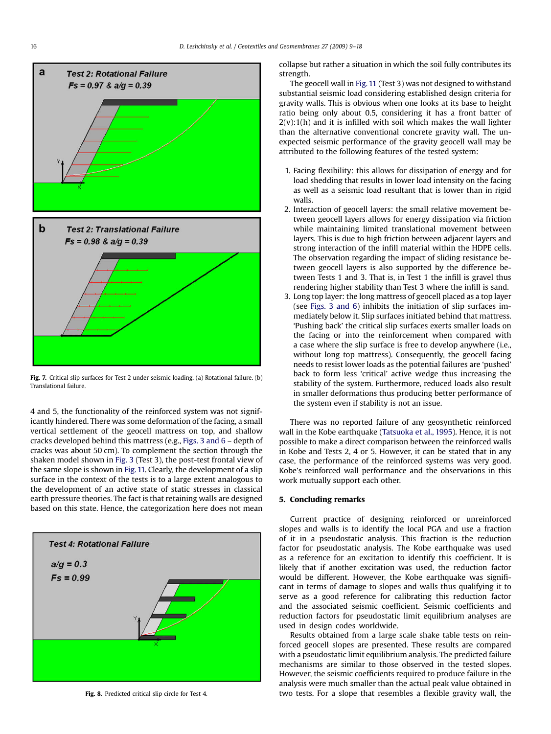Fig. 7. Critical slip surfaces for Test 2 under seismic loading. (a) Rotational failure. (b) Translational failure.

4 and 5, the functionality of the reinforced system was not significantly hindered. There was some deformation of the facing, a small vertical settlement of the geocell mattress on top, and shallow cracks developed behind this mattress (e.g., Figs. 3 and 6 – depth of cracks was about 50 cm). To complement the section through the shaken model shown in Fig. 3 (Test 3), the post-test frontal view of the same slope is shown in Fig. 11. Clearly, the development of a slip surface in the context of the tests is to a large extent analogous to the development of an active state of static stresses in classical earth pressure theories. The fact is that retaining walls are designed based on this state. Hence, the categorization here does not mean collapse but rather a situation in which the soil fully contributes its strength.

Fig. 8. Predicted critical slip circle for Test 4.

The geocell wall in Fig. 11 (Test 3) was not designed to withstand substantial seismic load considering established design criteria for gravity walls. This is obvious when one looks at its base to height ratio being only about 0.5, considering it has a front batter of 2(v):1(h) and it is infilled with soil which makes the wall lighter than the alternative conventional concrete gravity wall. The unexpected seismic performance of the gravity geocell wall may be attributed to the following features of the tested system:

1. Facing flexibility: this allows for dissipation of energy and for load shedding that results in lower load intensity on the facing as well as a seismic load resultant that is lower than in rigid walls.
2. Interaction of geocell layers: the small relative movement between geocell layers allows for energy dissipation via friction while maintaining limited translational movement between layers. This is due to high friction between adjacent layers and strong interaction of the infill material within the HDPE cells. The observation regarding the impact of sliding resistance between geocell layers is also supported by the difference between Tests 1 and 3. That is, in Test 1 the infill is gravel thus rendering higher stability than Test 3 where the infill is sand.
3. Long top layer: the long mattress of geocell placed as a top layer (see Figs. 3 and 6) inhibits the initiation of slip surfaces immediately below it. Slip surfaces initiated behind that mattress. 'Pushing back' the critical slip surfaces exerts smaller loads on the facing or into the reinforcement when compared with a case where the slip surface is free to develop anywhere (i.e., without long top mattress). Consequently, the geocell facing needs to resist lower loads as the potential failures are 'pushed' back to form less 'critical' active wedge thus increasing the stability of the system. Furthermore, reduced loads also result in smaller deformations thus producing better performance of the system even if stability is not an issue.

There was no reported failure of any geosynthetic reinforced wall in the Kobe earthquake (Tatsuoka et al., 1995). Hence, it is not possible to make a direct comparison between the reinforced walls in Kobe and Tests 2, 4 or 5. However, it can be stated that in any case, the performance of the reinforced systems was very good. Kobe's reinforced wall performance and the observations in this work mutually support each other.

## 5. Concluding remarks

Current practice of designing reinforced or unreinforced slopes and walls is to identify the local PGA and use a fraction of it in a pseudostatic analysis. This fraction is the reduction factor for pseudostatic analysis. The Kobe earthquake was used as a reference for an excitation to identify this coefficient. It is likely that if another excitation was used, the reduction factor would be different. However, the Kobe earthquake was significant in terms of damage to slopes and walls thus qualifying it to serve as a good reference for calibrating this reduction factor and the associated seismic coefficient. Seismic coefficients and reduction factors for pseudostatic limit equilibrium analyses are used in design codes worldwide.

Results obtained from a large scale shake table tests on reinforced geocell slopes are presented. These results are compared with a pseudostatic limit equilibrium analysis. The predicted failure mechanisms are similar to those observed in the tested slopes. However, the seismic coefficients required to produce failure in the analysis were much smaller than the actual peak value obtained in two tests. For a slope that resembles a flexible gravity wall, the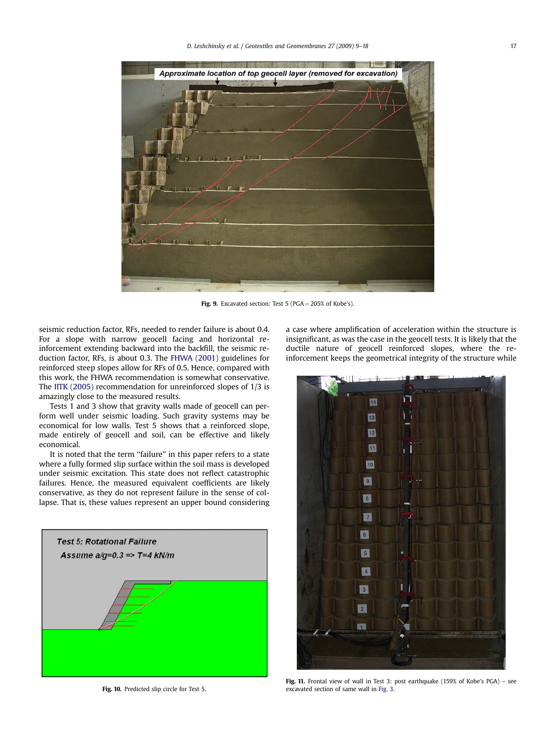Fig. 9. Excavated section: Test 5 (PGA = 205% of Kobe's).

seismic reduction factor, RFs, needed to render failure is about 0.4. For a slope with narrow geocell facing and horizontal reinforcement extending backward into the backfill, the seismic reduction factor, RFs, is about 0.3. The FHWA (2001) guidelines for reinforced steep slopes allow for RFs of 0.5. Hence, compared with this work, the FHWA recommendation is somewhat conservative. The IITK (2005) recommendation for unreinforced slopes of 1/3 is amazingly close to the measured results.

Tests 1 and 3 show that gravity walls made of geocell can perform well under seismic loading. Such gravity systems may be economical for low walls. Test 5 shows that a reinforced slope, made entirely of geocell and soil, can be effective and likely economical.

It is noted that the term "failure" in this paper refers to a state where a fully formed slip surface within the soil mass is developed under seismic excitation. This state does not reflect catastrophic failures. Hence, the measured equivalent coefficients are likely conservative, as they do not represent failure in the sense of collapse. That is, these values represent an upper bound considering a case where amplification of acceleration within the structure is insignificant, as was the case in the geocell tests. It is likely that the ductile nature of geocell reinforced slopes, where the reinforcement keeps the geometrical integrity of the structure while

Fig. 10. Predicted slip circle for Test 5.

Fig. 11. Frontal view of wall in Test 3: post earthquake (159% of Kobe's PGA) – see excavated section of same wall in Fig. 3.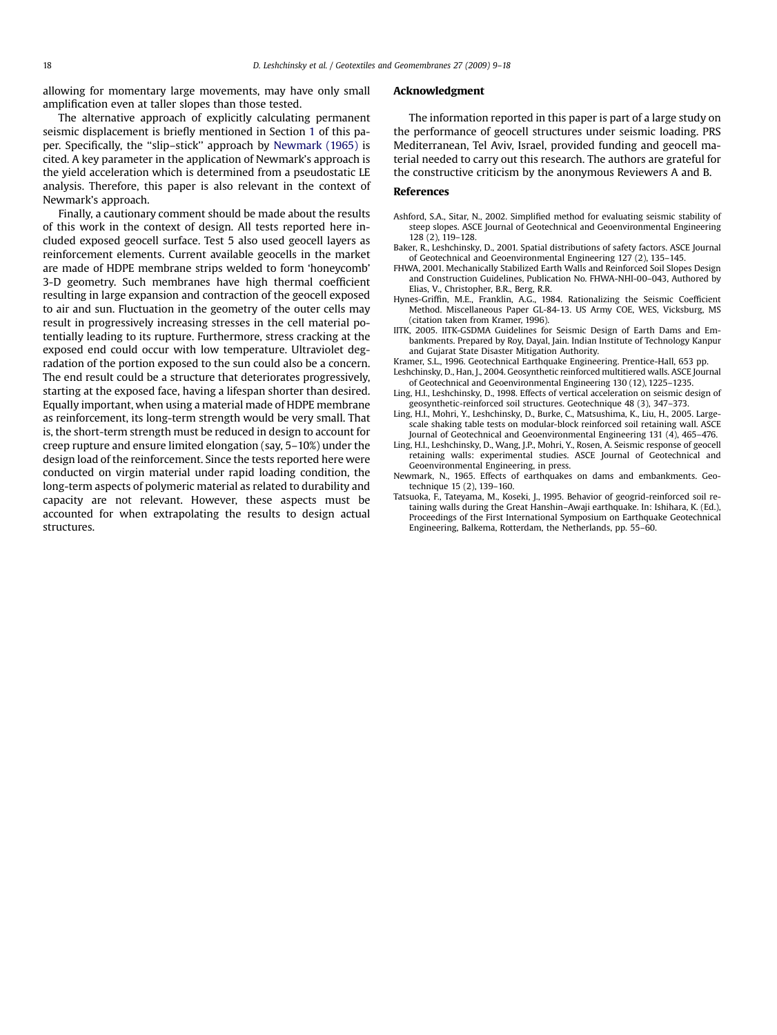allowing for momentary large movements, may have only small amplification even at taller slopes than those tested.

The alternative approach of explicitly calculating permanent seismic displacement is briefly mentioned in Section 1 of this paper. Specifically, the "slip–stick" approach by Newmark (1965) is cited. A key parameter in the application of Newmark's approach is the yield acceleration which is determined from a pseudostatic LE analysis. Therefore, this paper is also relevant in the context of Newmark's approach.

Finally, a cautionary comment should be made about the results of this work in the context of design. All tests reported here included exposed geocell surface. Test 5 also used geocell layers as reinforcement elements. Current available geocells in the market are made of HDPE membrane strips welded to form 'honeycomb' 3-D geometry. Such membranes have high thermal coefficient resulting in large expansion and contraction of the geocell exposed to air and sun. Fluctuation in the geometry of the outer cells may result in progressively increasing stresses in the cell material potentially leading to its rupture. Furthermore, stress cracking at the exposed end could occur with low temperature. Ultraviolet degradation of the portion exposed to the sun could also be a concern. The end result could be a structure that deteriorates progressively, starting at the exposed face, having a lifespan shorter than desired. Equally important, when using a material made of HDPE membrane as reinforcement, its long-term strength would be very small. That is, the short-term strength must be reduced in design to account for creep rupture and ensure limited elongation (say, 5–10%) under the design load of the reinforcement. Since the tests reported here were conducted on virgin material under rapid loading condition, the long-term aspects of polymeric material as related to durability and capacity are not relevant. However, these aspects must be accounted for when extrapolating the results to design actual structures.

## Acknowledgment

The information reported in this paper is part of a large study on the performance of geocell structures under seismic loading. PRS Mediterranean, Tel Aviv, Israel, provided funding and geocell material needed to carry out this research. The authors are grateful for the constructive criticism by the anonymous Reviewers A and B.

## References

Ashford, S.A., Sitar, N., 2002. Simplified method for evaluating seismic stability of steep slopes. ASCE Journal of Geotechnical and Geoenvironmental Engineering 128 (2), 119–128.

Baker, R., Leshchinsky, D., 2001. Spatial distributions of safety factors. ASCE Journal of Geotechnical and Geoenvironmental Engineering 127 (2), 135–145.

FHWA, 2001. Mechanically Stabilized Earth Walls and Reinforced Soil Slopes Design and Construction Guidelines, Publication No. FHWA-NHI-00–043, Authored by Elias, V., Christopher, B.R., Berg, R.R.

Hynes-Griffin, M.E., Franklin, A.G., 1984. Rationalizing the Seismic Coefficient Method. Miscellaneous Paper GL-84-13. US Army COE, WES, Vicksburg, MS (citation taken from Kramer, 1996).

IITK, 2005. IITK-GSDMA Guidelines for Seismic Design of Earth Dams and Embankments. Prepared by Roy, Dayal, Jain. Indian Institute of Technology Kanpur and Gujarat State Disaster Mitigation Authority.

Kramer, S.L., 1996. Geotechnical Earthquake Engineering. Prentice-Hall, 653 pp.

Leshchinsky, D., Han, J., 2004. Geosynthetic reinforced multitiered walls. ASCE Journal of Geotechnical and Geoenvironmental Engineering 130 (12), 1225–1235.

Ling, H.I., Leshchinsky, D., 1998. Effects of vertical acceleration on seismic design of geosynthetic-reinforced soil structures. Geotechnique 48 (3), 347–373.

Ling, H.I., Mohri, Y., Leshchinsky, D., Burke, C., Matsushima, K., Liu, H., 2005. Large-scale shaking table tests on modular-block reinforced soil retaining wall. ASCE Journal of Geotechnical and Geoenvironmental Engineering 131 (4), 465–476.

Ling, H.I., Leshchinsky, D., Wang, J.P., Mohri, Y., Rosen, A. Seismic response of geocell retaining walls: experimental studies. ASCE Journal of Geotechnical and Geoenvironmental Engineering, in press.

Newmark, N., 1965. Effects of earthquakes on dams and embankments. Geotechnique 15 (2), 139–160.

Tatsuoka, F., Tateyama, M., Koseki, J., 1995. Behavior of geogrid-reinforced soil retaining walls during the Great Hanshin–Awaji earthquake. In: Ishihara, K. (Ed.), Proceedings of the First International Symposium on Earthquake Geotechnical Engineering, Balkema, Rotterdam, the Netherlands, pp. 55–60.